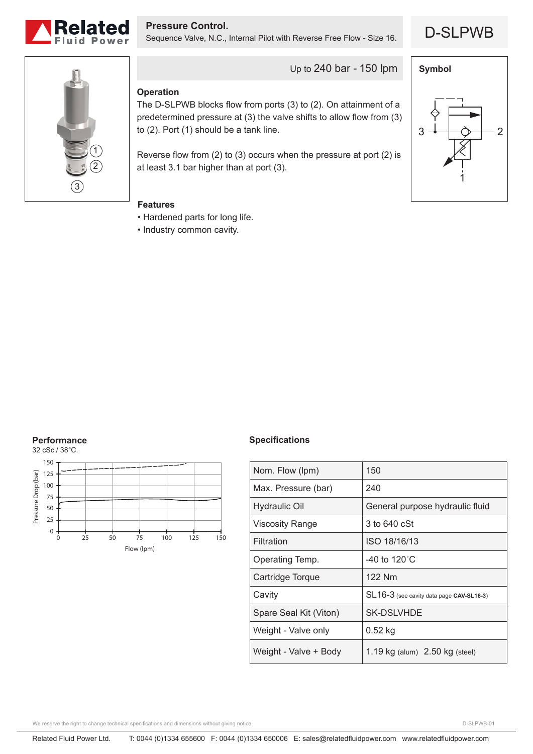# Related Fluid Power

## Pressure Control.

Sequence Valve, N.C., Internal Pilot with Reverse Free Flow - Size 16.

# D-SLPWB

Up to 240 bar - 150 lpm

### Operation

The D-SLPWB blocks flow from ports (3) to (2). On attainment of a predetermined pressure at (3) the valve shifts to allow flow from (3) to (2). Port (1) should be a tank line.

Reverse flow from (2) to (3) occurs when the pressure at port (2) is at least 3.1 bar higher than at port (3).

### Symbol

### Features

- Hardened parts for long life.
- Industry common cavity.

### Performance

32 cSc / 38°C.

Pressure Drop (bar) vs Flow (lpm)

### Specifications

| | |
|---|---|
| Nom. Flow (lpm) | 150 |
| Max. Pressure (bar) | 240 |
| Hydraulic Oil | General purpose hydraulic fluid |
| Viscosity Range | 3 to 640 cSt |
| Filtration | ISO 18/16/13 |
| Operating Temp. | -40 to 120˚C |
| Cartridge Torque | 122 Nm |
| Cavity | SL16-3 (see cavity data page **CAV-SL16-3**) |
| Spare Seal Kit (Viton) | SK-DSLVHDE |
| Weight - Valve only | 0.52 kg |
| Weight - Valve + Body | 1.19 kg (alum) 2.50 kg (steel) |

We reserve the right to change technical specifications and dimensions without giving notice.

D-SLPWB-01

Related Fluid Power Ltd. T: 0044 (0)1334 655600 F: 0044 (0)1334 650006 E: sales@relatedfluidpower.com www.relatedfluidpower.com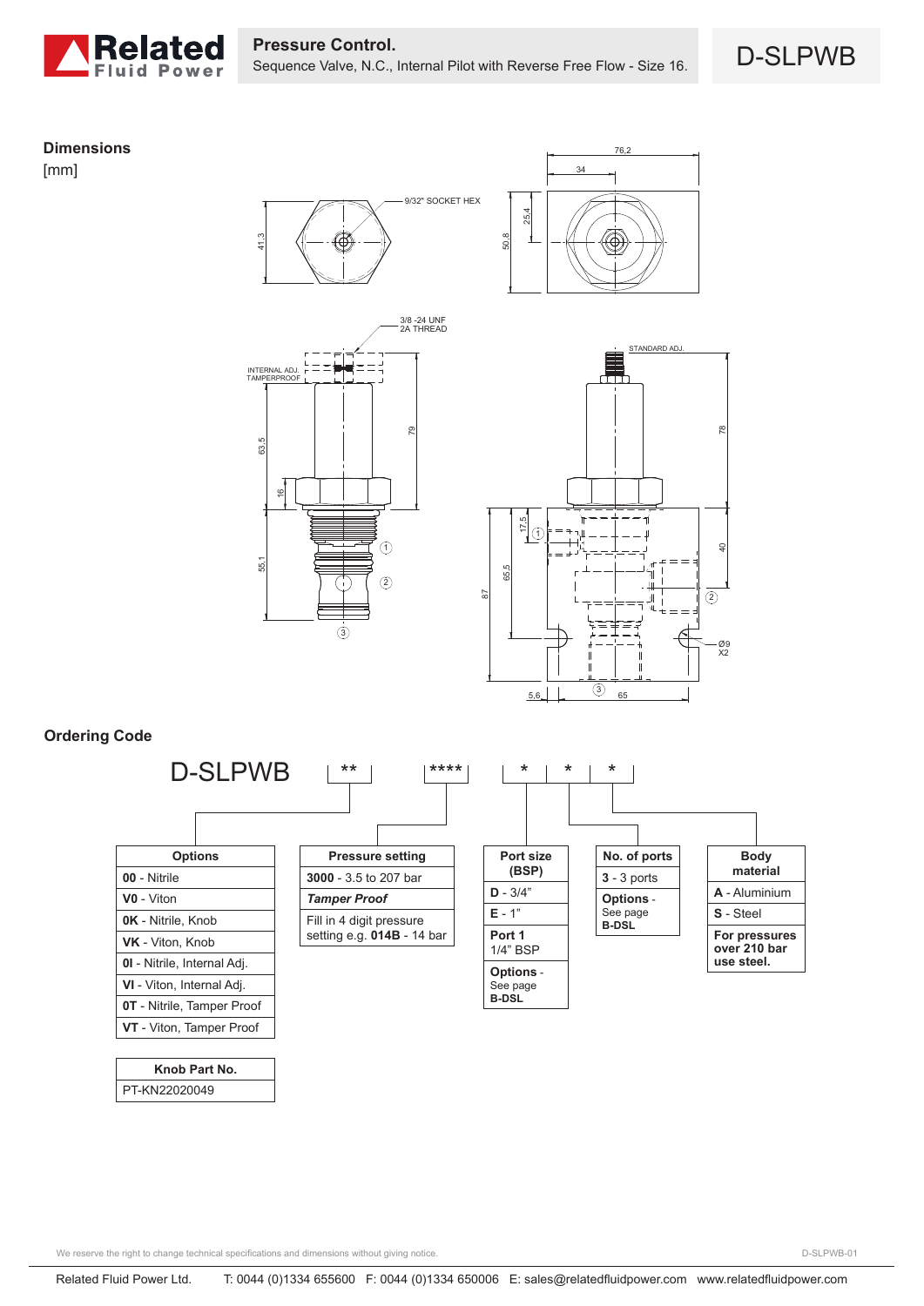# Pressure Control.

Sequence Valve, N.C., Internal Pilot with Reverse Free Flow - Size 16.

D-SLPWB

## Dimensions

[mm]

9/32" SOCKET HEX

41,3

76,2

34

25,4

50,8

3/8 -24 UNF 2A THREAD

INTERNAL ADJ. TAMPERPROOF

63,5

79

16

55,1

1

2

3

STANDARD ADJ.

78

17,5

65,5

87

40

Ø9 X2

5,6

65

## Ordering Code

D-SLPWB ** **** * * *

| Options |
|---|
| **00** - Nitrile |
| **V0** - Viton |
| **0K** - Nitrile, Knob |
| **VK** - Viton, Knob |
| **0I** - Nitrile, Internal Adj. |
| **VI** - Viton, Internal Adj. |
| **0T** - Nitrile, Tamper Proof |
| **VT** - Viton, Tamper Proof |

| Pressure setting |
|---|
| **3000** - 3.5 to 207 bar |
| ***Tamper Proof*** |
| Fill in 4 digit pressure setting e.g. **014B** - 14 bar |

| Port size (BSP) |
|---|
| **D** - 3/4" |
| **E** - 1" |
| **Port 1** 1/4" BSP |
| **Options** - See page **B-DSL** |

| No. of ports |
|---|
| **3** - 3 ports |
| **Options** - See page **B-DSL** |

| Body material |
|---|
| **A** - Aluminium |
| **S** - Steel |
| **For pressures over 210 bar use steel.** |

| Knob Part No. |
|---|
| PT-KN22020049 |

We reserve the right to change technical specifications and dimensions without giving notice.

D-SLPWB-01

Related Fluid Power Ltd. T: 0044 (0)1334 655600 F: 0044 (0)1334 650006 E: sales@relatedfluidpower.com www.relatedfluidpower.com